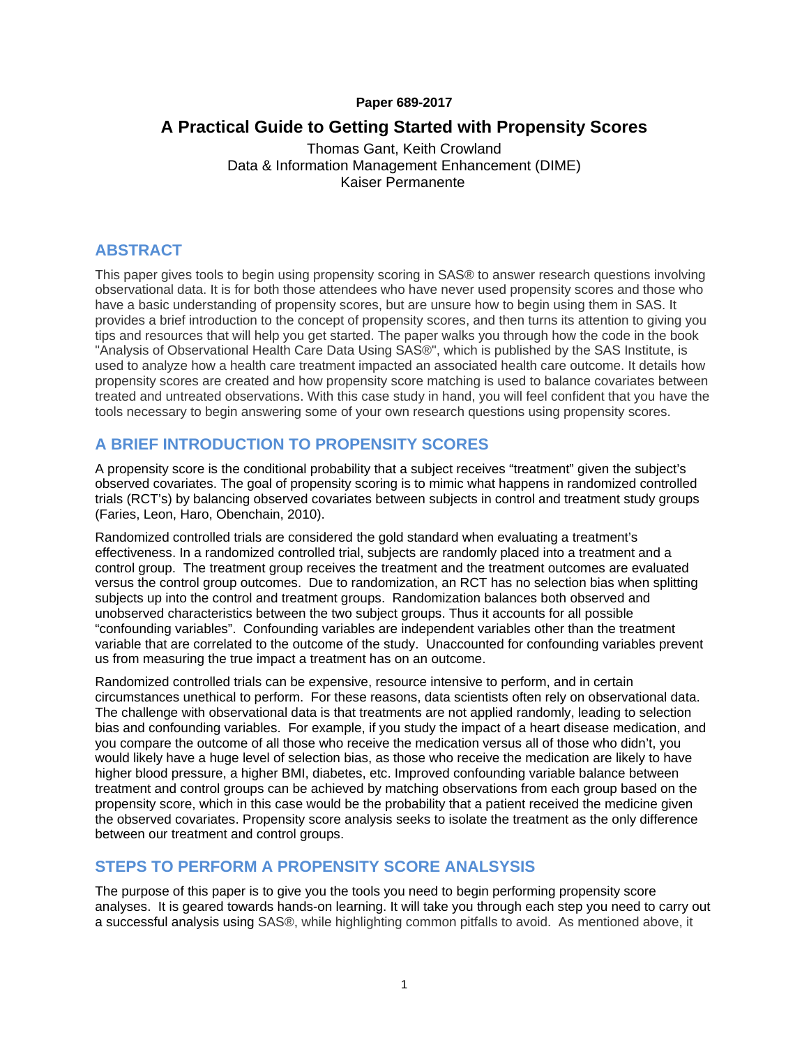**Paper 689-2017**

# A Practical Guide to Getting Started with Propensity Scores

Thomas Gant, Keith Crowland
Data & Information Management Enhancement (DIME)
Kaiser Permanente

## ABSTRACT

This paper gives tools to begin using propensity scoring in SAS® to answer research questions involving observational data. It is for both those attendees who have never used propensity scores and those who have a basic understanding of propensity scores, but are unsure how to begin using them in SAS. It provides a brief introduction to the concept of propensity scores, and then turns its attention to giving you tips and resources that will help you get started. The paper walks you through how the code in the book "Analysis of Observational Health Care Data Using SAS®", which is published by the SAS Institute, is used to analyze how a health care treatment impacted an associated health care outcome. It details how propensity scores are created and how propensity score matching is used to balance covariates between treated and untreated observations. With this case study in hand, you will feel confident that you have the tools necessary to begin answering some of your own research questions using propensity scores.

## A BRIEF INTRODUCTION TO PROPENSITY SCORES

A propensity score is the conditional probability that a subject receives "treatment" given the subject's observed covariates. The goal of propensity scoring is to mimic what happens in randomized controlled trials (RCT's) by balancing observed covariates between subjects in control and treatment study groups (Faries, Leon, Haro, Obenchain, 2010).

Randomized controlled trials are considered the gold standard when evaluating a treatment's effectiveness. In a randomized controlled trial, subjects are randomly placed into a treatment and a control group. The treatment group receives the treatment and the treatment outcomes are evaluated versus the control group outcomes. Due to randomization, an RCT has no selection bias when splitting subjects up into the control and treatment groups. Randomization balances both observed and unobserved characteristics between the two subject groups. Thus it accounts for all possible "confounding variables". Confounding variables are independent variables other than the treatment variable that are correlated to the outcome of the study. Unaccounted for confounding variables prevent us from measuring the true impact a treatment has on an outcome.

Randomized controlled trials can be expensive, resource intensive to perform, and in certain circumstances unethical to perform. For these reasons, data scientists often rely on observational data. The challenge with observational data is that treatments are not applied randomly, leading to selection bias and confounding variables. For example, if you study the impact of a heart disease medication, and you compare the outcome of all those who receive the medication versus all of those who didn't, you would likely have a huge level of selection bias, as those who receive the medication are likely to have higher blood pressure, a higher BMI, diabetes, etc. Improved confounding variable balance between treatment and control groups can be achieved by matching observations from each group based on the propensity score, which in this case would be the probability that a patient received the medicine given the observed covariates. Propensity score analysis seeks to isolate the treatment as the only difference between our treatment and control groups.

## STEPS TO PERFORM A PROPENSITY SCORE ANALSYSIS

The purpose of this paper is to give you the tools you need to begin performing propensity score analyses. It is geared towards hands-on learning. It will take you through each step you need to carry out a successful analysis using SAS®, while highlighting common pitfalls to avoid. As mentioned above, it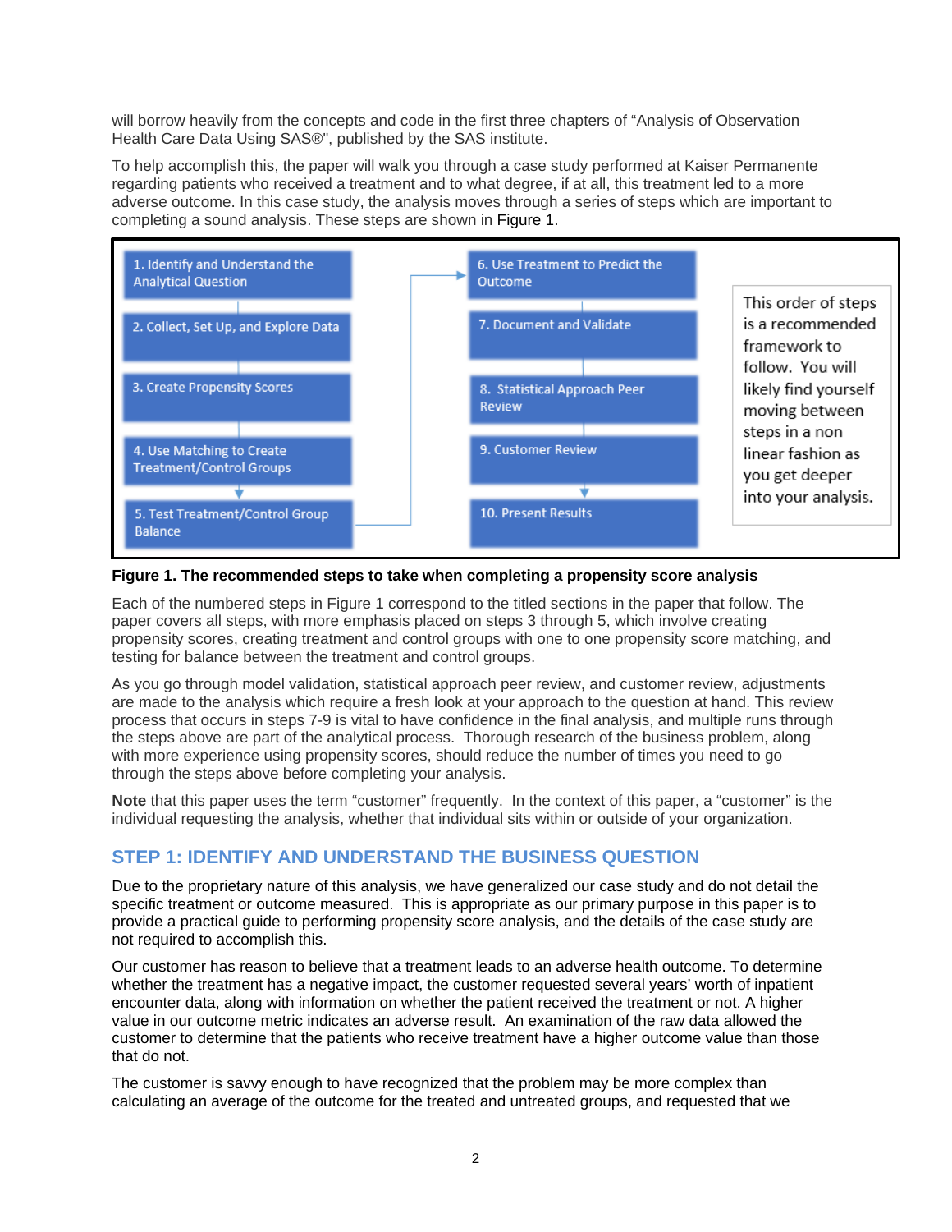will borrow heavily from the concepts and code in the first three chapters of "Analysis of Observation Health Care Data Using SAS®", published by the SAS institute.

To help accomplish this, the paper will walk you through a case study performed at Kaiser Permanente regarding patients who received a treatment and to what degree, if at all, this treatment led to a more adverse outcome. In this case study, the analysis moves through a series of steps which are important to completing a sound analysis. These steps are shown in Figure 1.

1. Identify and Understand the Analytical Question
2. Collect, Set Up, and Explore Data
3. Create Propensity Scores
4. Use Matching to Create Treatment/Control Groups
5. Test Treatment/Control Group Balance
6. Use Treatment to Predict the Outcome
7. Document and Validate
8. Statistical Approach Peer Review
9. Customer Review
10. Present Results

This order of steps is a recommended framework to follow. You will likely find yourself moving between steps in a non linear fashion as you get deeper into your analysis.

**Figure 1. The recommended steps to take when completing a propensity score analysis**

Each of the numbered steps in Figure 1 correspond to the titled sections in the paper that follow. The paper covers all steps, with more emphasis placed on steps 3 through 5, which involve creating propensity scores, creating treatment and control groups with one to one propensity score matching, and testing for balance between the treatment and control groups.

As you go through model validation, statistical approach peer review, and customer review, adjustments are made to the analysis which require a fresh look at your approach to the question at hand. This review process that occurs in steps 7-9 is vital to have confidence in the final analysis, and multiple runs through the steps above are part of the analytical process. Thorough research of the business problem, along with more experience using propensity scores, should reduce the number of times you need to go through the steps above before completing your analysis.

**Note** that this paper uses the term "customer" frequently. In the context of this paper, a "customer" is the individual requesting the analysis, whether that individual sits within or outside of your organization.

## STEP 1: IDENTIFY AND UNDERSTAND THE BUSINESS QUESTION

Due to the proprietary nature of this analysis, we have generalized our case study and do not detail the specific treatment or outcome measured. This is appropriate as our primary purpose in this paper is to provide a practical guide to performing propensity score analysis, and the details of the case study are not required to accomplish this.

Our customer has reason to believe that a treatment leads to an adverse health outcome. To determine whether the treatment has a negative impact, the customer requested several years' worth of inpatient encounter data, along with information on whether the patient received the treatment or not. A higher value in our outcome metric indicates an adverse result. An examination of the raw data allowed the customer to determine that the patients who receive treatment have a higher outcome value than those that do not.

The customer is savvy enough to have recognized that the problem may be more complex than calculating an average of the outcome for the treated and untreated groups, and requested that we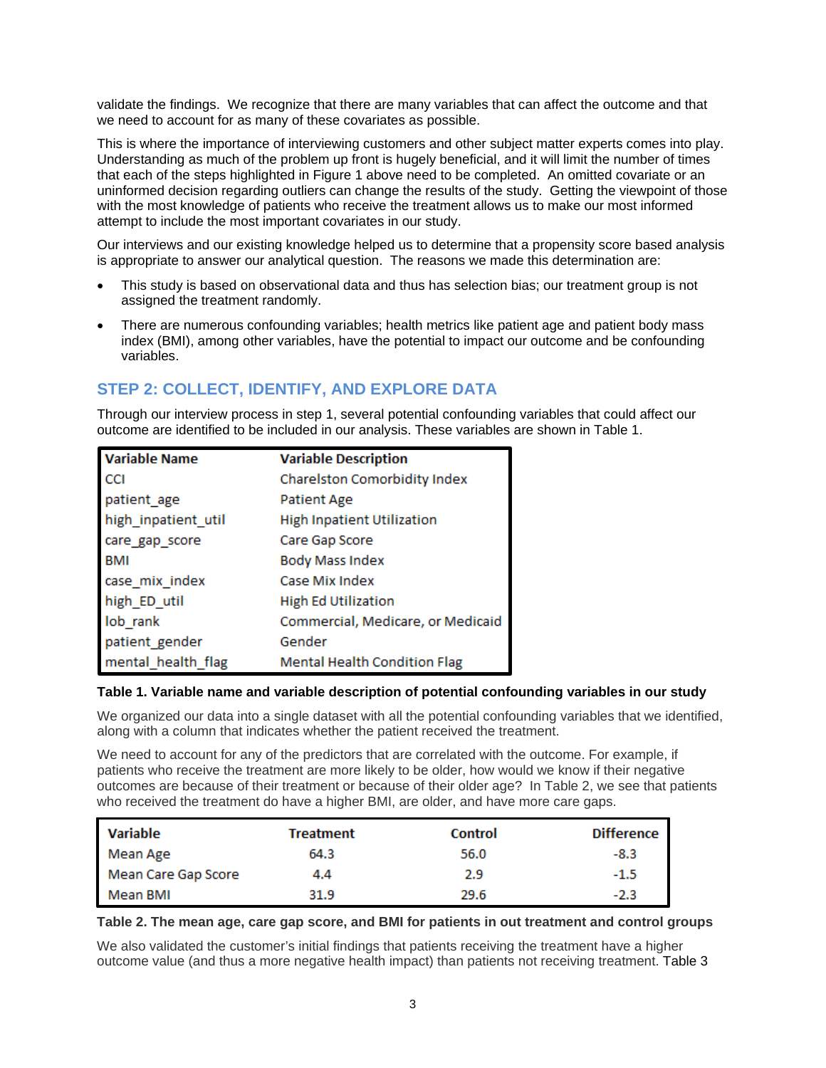validate the findings. We recognize that there are many variables that can affect the outcome and that we need to account for as many of these covariates as possible.

This is where the importance of interviewing customers and other subject matter experts comes into play. Understanding as much of the problem up front is hugely beneficial, and it will limit the number of times that each of the steps highlighted in Figure 1 above need to be completed. An omitted covariate or an uninformed decision regarding outliers can change the results of the study. Getting the viewpoint of those with the most knowledge of patients who receive the treatment allows us to make our most informed attempt to include the most important covariates in our study.

Our interviews and our existing knowledge helped us to determine that a propensity score based analysis is appropriate to answer our analytical question. The reasons we made this determination are:

- This study is based on observational data and thus has selection bias; our treatment group is not assigned the treatment randomly.
- There are numerous confounding variables; health metrics like patient age and patient body mass index (BMI), among other variables, have the potential to impact our outcome and be confounding variables.

## STEP 2: COLLECT, IDENTIFY, AND EXPLORE DATA

Through our interview process in step 1, several potential confounding variables that could affect our outcome are identified to be included in our analysis. These variables are shown in Table 1.

| Variable Name | Variable Description |
|---|---|
| CCI | Charelston Comorbidity Index |
| patient_age | Patient Age |
| high_inpatient_util | High Inpatient Utilization |
| care_gap_score | Care Gap Score |
| BMI | Body Mass Index |
| case_mix_index | Case Mix Index |
| high_ED_util | High Ed Utilization |
| lob_rank | Commercial, Medicare, or Medicaid |
| patient_gender | Gender |
| mental_health_flag | Mental Health Condition Flag |

**Table 1. Variable name and variable description of potential confounding variables in our study**

We organized our data into a single dataset with all the potential confounding variables that we identified, along with a column that indicates whether the patient received the treatment.

We need to account for any of the predictors that are correlated with the outcome. For example, if patients who receive the treatment are more likely to be older, how would we know if their negative outcomes are because of their treatment or because of their older age? In Table 2, we see that patients who received the treatment do have a higher BMI, are older, and have more care gaps.

| Variable | Treatment | Control | Difference |
|---|---|---|---|
| Mean Age | 64.3 | 56.0 | -8.3 |
| Mean Care Gap Score | 4.4 | 2.9 | -1.5 |
| Mean BMI | 31.9 | 29.6 | -2.3 |

**Table 2. The mean age, care gap score, and BMI for patients in out treatment and control groups**

We also validated the customer's initial findings that patients receiving the treatment have a higher outcome value (and thus a more negative health impact) than patients not receiving treatment. Table 3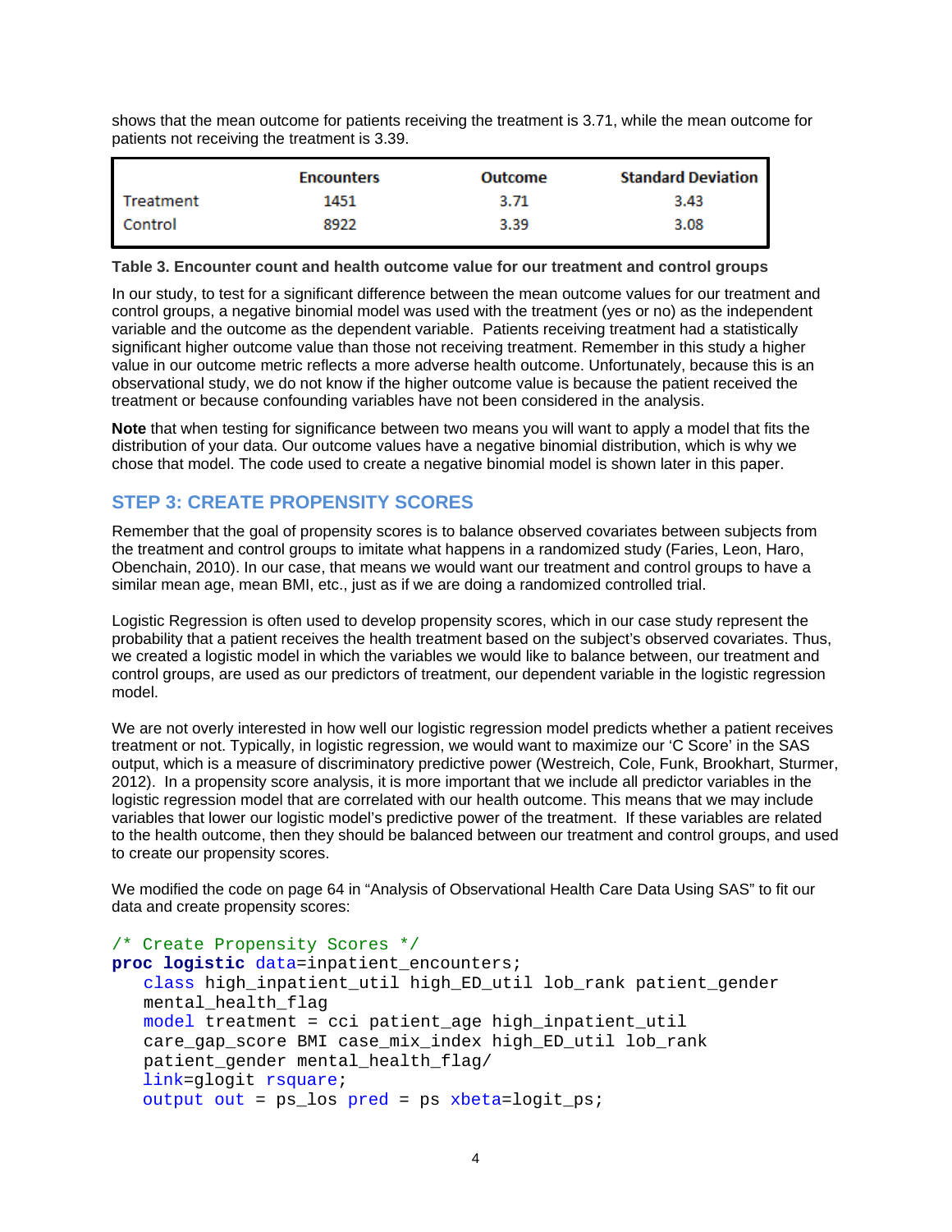shows that the mean outcome for patients receiving the treatment is 3.71, while the mean outcome for patients not receiving the treatment is 3.39.

| | Encounters | Outcome | Standard Deviation |
|---|---|---|---|
| Treatment | 1451 | 3.71 | 3.43 |
| Control | 8922 | 3.39 | 3.08 |

**Table 3. Encounter count and health outcome value for our treatment and control groups**

In our study, to test for a significant difference between the mean outcome values for our treatment and control groups, a negative binomial model was used with the treatment (yes or no) as the independent variable and the outcome as the dependent variable. Patients receiving treatment had a statistically significant higher outcome value than those not receiving treatment. Remember in this study a higher value in our outcome metric reflects a more adverse health outcome. Unfortunately, because this is an observational study, we do not know if the higher outcome value is because the patient received the treatment or because confounding variables have not been considered in the analysis.

**Note** that when testing for significance between two means you will want to apply a model that fits the distribution of your data. Our outcome values have a negative binomial distribution, which is why we chose that model. The code used to create a negative binomial model is shown later in this paper.

## STEP 3: CREATE PROPENSITY SCORES

Remember that the goal of propensity scores is to balance observed covariates between subjects from the treatment and control groups to imitate what happens in a randomized study (Faries, Leon, Haro, Obenchain, 2010). In our case, that means we would want our treatment and control groups to have a similar mean age, mean BMI, etc., just as if we are doing a randomized controlled trial.

Logistic Regression is often used to develop propensity scores, which in our case study represent the probability that a patient receives the health treatment based on the subject's observed covariates. Thus, we created a logistic model in which the variables we would like to balance between, our treatment and control groups, are used as our predictors of treatment, our dependent variable in the logistic regression model.

We are not overly interested in how well our logistic regression model predicts whether a patient receives treatment or not. Typically, in logistic regression, we would want to maximize our 'C Score' in the SAS output, which is a measure of discriminatory predictive power (Westreich, Cole, Funk, Brookhart, Sturmer, 2012). In a propensity score analysis, it is more important that we include all predictor variables in the logistic regression model that are correlated with our health outcome. This means that we may include variables that lower our logistic model's predictive power of the treatment. If these variables are related to the health outcome, then they should be balanced between our treatment and control groups, and used to create our propensity scores.

We modified the code on page 64 in "Analysis of Observational Health Care Data Using SAS" to fit our data and create propensity scores:

```
/* Create Propensity Scores */
proc logistic data=inpatient_encounters;
   class high_inpatient_util high_ED_util lob_rank patient_gender
   mental_health_flag
   model treatment = cci patient_age high_inpatient_util
   care_gap_score BMI case_mix_index high_ED_util lob_rank
   patient_gender mental_health_flag/
   link=glogit rsquare;
   output out = ps_los pred = ps xbeta=logit_ps;
```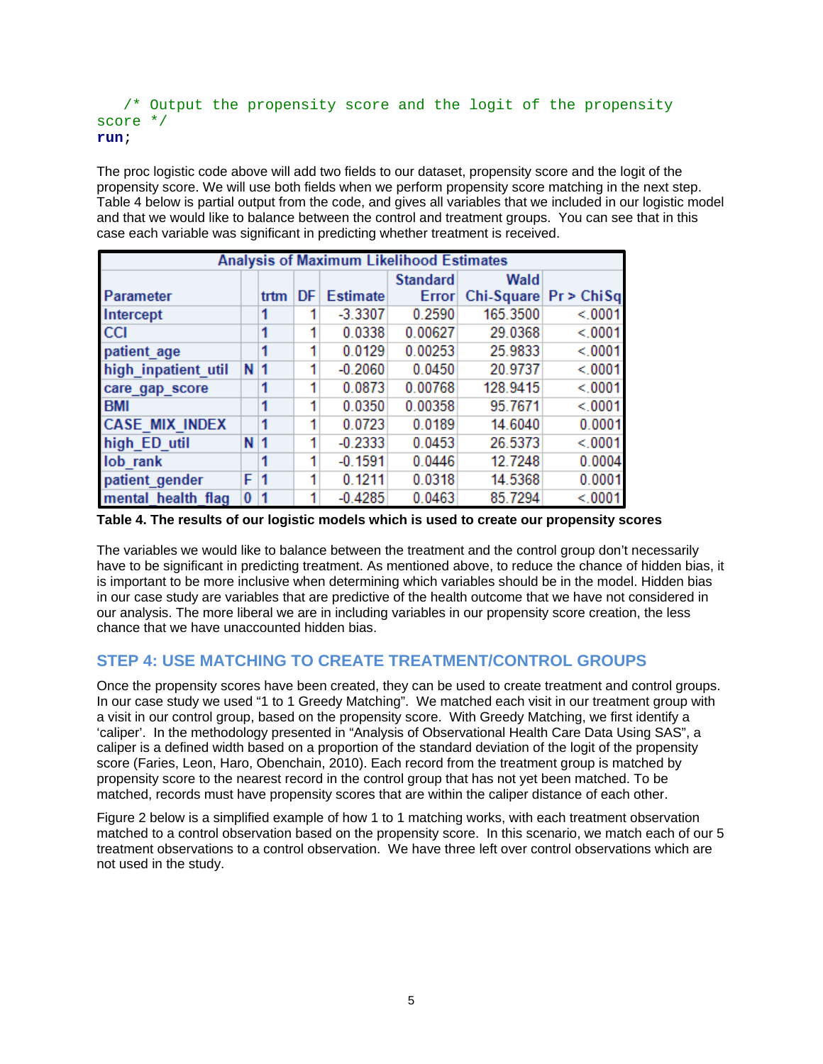```
    /* Output the propensity score and the logit of the propensity
score */
run;
```

The proc logistic code above will add two fields to our dataset, propensity score and the logit of the propensity score. We will use both fields when we perform propensity score matching in the next step. Table 4 below is partial output from the code, and gives all variables that we included in our logistic model and that we would like to balance between the control and treatment groups. You can see that in this case each variable was significant in predicting whether treatment is received.

| Parameter | | trtm | DF | Estimate | Standard Error | Wald Chi-Square | Pr > ChiSq |
|---|---|---|---|---|---|---|---|
| Intercept | | 1 | 1 | -3.3307 | 0.2590 | 165.3500 | <.0001 |
| CCI | | 1 | 1 | 0.0338 | 0.00627 | 29.0368 | <.0001 |
| patient_age | | 1 | 1 | 0.0129 | 0.00253 | 25.9833 | <.0001 |
| high_inpatient_util | N | 1 | 1 | -0.2060 | 0.0450 | 20.9737 | <.0001 |
| care_gap_score | | 1 | 1 | 0.0873 | 0.00768 | 128.9415 | <.0001 |
| BMI | | 1 | 1 | 0.0350 | 0.00358 | 95.7671 | <.0001 |
| CASE_MIX_INDEX | | 1 | 1 | 0.0723 | 0.0189 | 14.6040 | 0.0001 |
| high_ED_util | N | 1 | 1 | -0.2333 | 0.0453 | 26.5373 | <.0001 |
| lob_rank | | 1 | 1 | -0.1591 | 0.0446 | 12.7248 | 0.0004 |
| patient_gender | F | 1 | 1 | 0.1211 | 0.0318 | 14.5368 | 0.0001 |
| mental_health_flag | 0 | 1 | 1 | -0.4285 | 0.0463 | 85.7294 | <.0001 |

**Table 4. The results of our logistic models which is used to create our propensity scores**

The variables we would like to balance between the treatment and the control group don't necessarily have to be significant in predicting treatment. As mentioned above, to reduce the chance of hidden bias, it is important to be more inclusive when determining which variables should be in the model. Hidden bias in our case study are variables that are predictive of the health outcome that we have not considered in our analysis. The more liberal we are in including variables in our propensity score creation, the less chance that we have unaccounted hidden bias.

## STEP 4: USE MATCHING TO CREATE TREATMENT/CONTROL GROUPS

Once the propensity scores have been created, they can be used to create treatment and control groups. In our case study we used "1 to 1 Greedy Matching". We matched each visit in our treatment group with a visit in our control group, based on the propensity score. With Greedy Matching, we first identify a 'caliper'. In the methodology presented in "Analysis of Observational Health Care Data Using SAS", a caliper is a defined width based on a proportion of the standard deviation of the logit of the propensity score (Faries, Leon, Haro, Obenchain, 2010). Each record from the treatment group is matched by propensity score to the nearest record in the control group that has not yet been matched. To be matched, records must have propensity scores that are within the caliper distance of each other.

Figure 2 below is a simplified example of how 1 to 1 matching works, with each treatment observation matched to a control observation based on the propensity score. In this scenario, we match each of our 5 treatment observations to a control observation. We have three left over control observations which are not used in the study.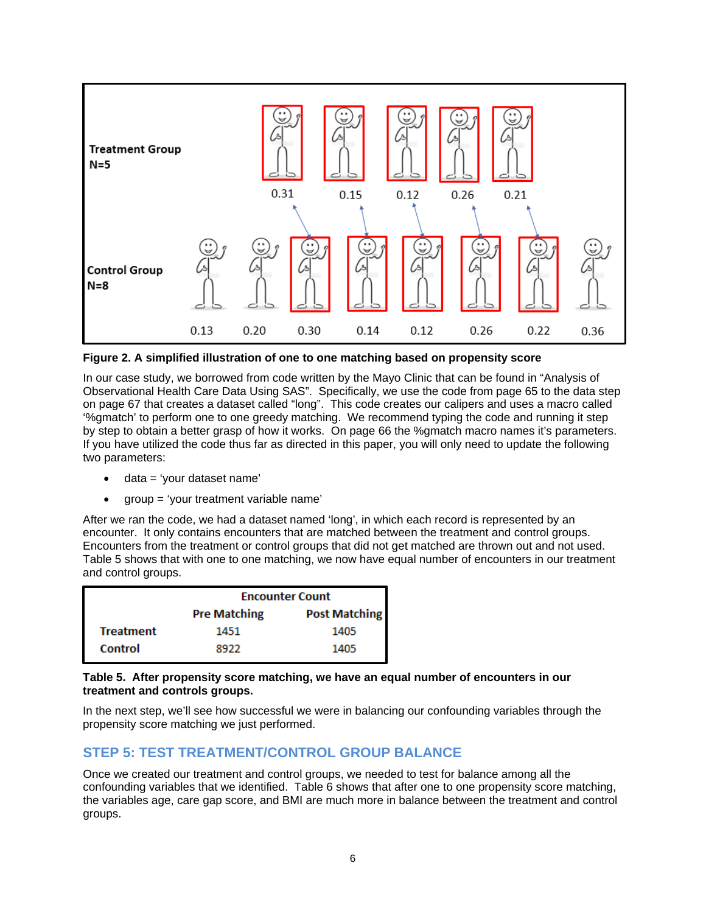**Treatment Group**
**N=5**

0.31 0.15 0.12 0.26 0.21

**Control Group**
**N=8**

0.13 0.20 0.30 0.14 0.12 0.26 0.22 0.36

**Figure 2. A simplified illustration of one to one matching based on propensity score**

In our case study, we borrowed from code written by the Mayo Clinic that can be found in "Analysis of Observational Health Care Data Using SAS". Specifically, we use the code from page 65 to the data step on page 67 that creates a dataset called "long". This code creates our calipers and uses a macro called '%gmatch' to perform one to one greedy matching. We recommend typing the code and running it step by step to obtain a better grasp of how it works. On page 66 the %gmatch macro names it's parameters. If you have utilized the code thus far as directed in this paper, you will only need to update the following two parameters:

- data = 'your dataset name'
- group = 'your treatment variable name'

After we ran the code, we had a dataset named 'long', in which each record is represented by an encounter. It only contains encounters that are matched between the treatment and control groups. Encounters from the treatment or control groups that did not get matched are thrown out and not used. Table 5 shows that with one to one matching, we now have equal number of encounters in our treatment and control groups.

| | Encounter Count | |
|---|---|---|
| | **Pre Matching** | **Post Matching** |
| **Treatment** | 1451 | 1405 |
| **Control** | 8922 | 1405 |

**Table 5. After propensity score matching, we have an equal number of encounters in our treatment and controls groups.**

In the next step, we'll see how successful we were in balancing our confounding variables through the propensity score matching we just performed.

## STEP 5: TEST TREATMENT/CONTROL GROUP BALANCE

Once we created our treatment and control groups, we needed to test for balance among all the confounding variables that we identified. Table 6 shows that after one to one propensity score matching, the variables age, care gap score, and BMI are much more in balance between the treatment and control groups.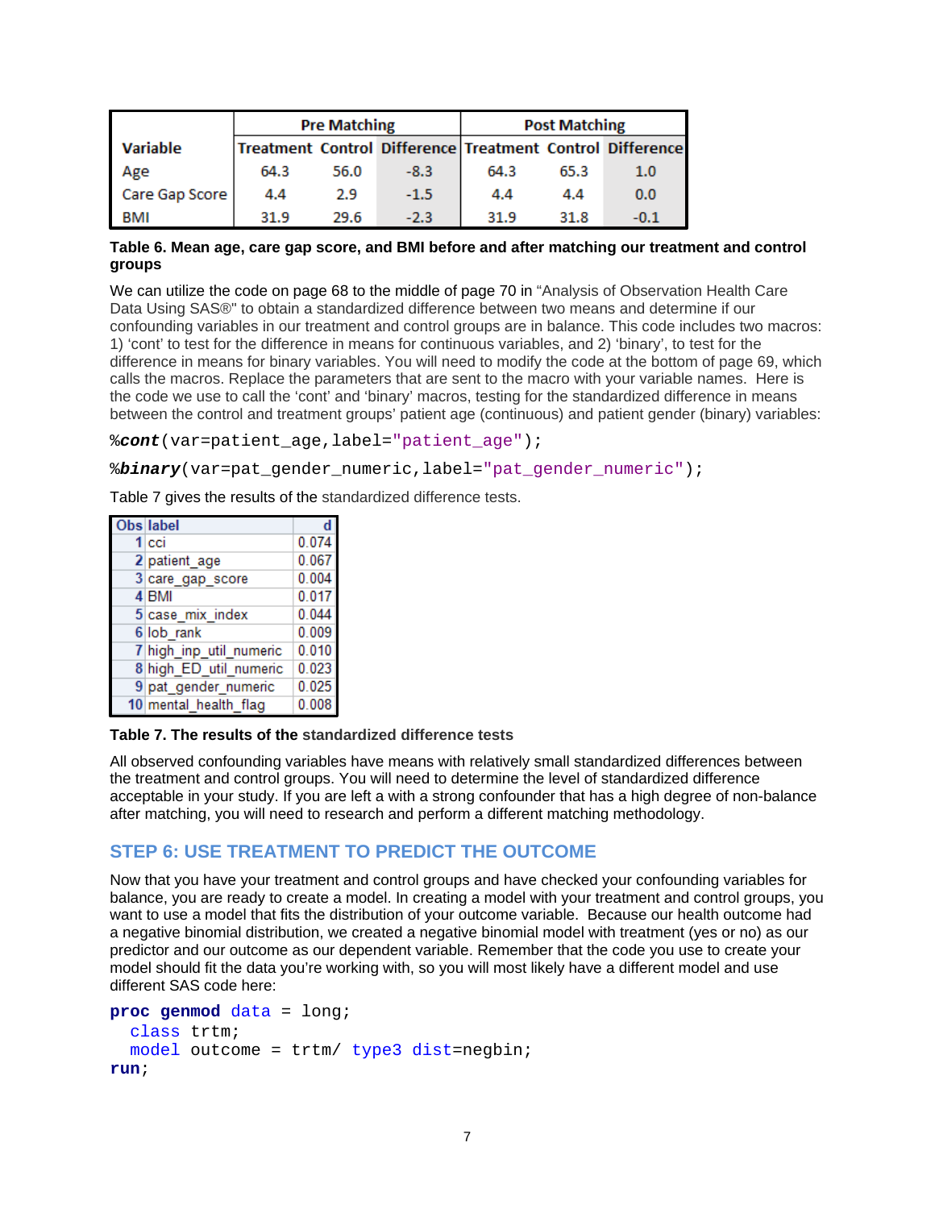| Variable | Pre Matching | | | Post Matching | | |
|---|---|---|---|---|---|---|
| | Treatment | Control | Difference | Treatment | Control | Difference |
| Age | 64.3 | 56.0 | -8.3 | 64.3 | 65.3 | 1.0 |
| Care Gap Score | 4.4 | 2.9 | -1.5 | 4.4 | 4.4 | 0.0 |
| BMI | 31.9 | 29.6 | -2.3 | 31.9 | 31.8 | -0.1 |

**Table 6. Mean age, care gap score, and BMI before and after matching our treatment and control groups**

We can utilize the code on page 68 to the middle of page 70 in "Analysis of Observation Health Care Data Using SAS®" to obtain a standardized difference between two means and determine if our confounding variables in our treatment and control groups are in balance. This code includes two macros: 1) 'cont' to test for the difference in means for continuous variables, and 2) 'binary', to test for the difference in means for binary variables. You will need to modify the code at the bottom of page 69, which calls the macros. Replace the parameters that are sent to the macro with your variable names. Here is the code we use to call the 'cont' and 'binary' macros, testing for the standardized difference in means between the control and treatment groups' patient age (continuous) and patient gender (binary) variables:

```
%cont(var=patient_age,label="patient_age");
%binary(var=pat_gender_numeric,label="pat_gender_numeric");
```

Table 7 gives the results of the standardized difference tests.

| Obs | label | d |
|---|---|---|
| 1 | cci | 0.074 |
| 2 | patient_age | 0.067 |
| 3 | care_gap_score | 0.004 |
| 4 | BMI | 0.017 |
| 5 | case_mix_index | 0.044 |
| 6 | lob_rank | 0.009 |
| 7 | high_inp_util_numeric | 0.010 |
| 8 | high_ED_util_numeric | 0.023 |
| 9 | pat_gender_numeric | 0.025 |
| 10 | mental_health_flag | 0.008 |

**Table 7. The results of the standardized difference tests**

All observed confounding variables have means with relatively small standardized differences between the treatment and control groups. You will need to determine the level of standardized difference acceptable in your study. If you are left a with a strong confounder that has a high degree of non-balance after matching, you will need to research and perform a different matching methodology.

## STEP 6: USE TREATMENT TO PREDICT THE OUTCOME

Now that you have your treatment and control groups and have checked your confounding variables for balance, you are ready to create a model. In creating a model with your treatment and control groups, you want to use a model that fits the distribution of your outcome variable. Because our health outcome had a negative binomial distribution, we created a negative binomial model with treatment (yes or no) as our predictor and our outcome as our dependent variable. Remember that the code you use to create your model should fit the data you're working with, so you will most likely have a different model and use different SAS code here:

```
proc genmod data = long;
  class trtm;
  model outcome = trtm/ type3 dist=negbin;
run;
```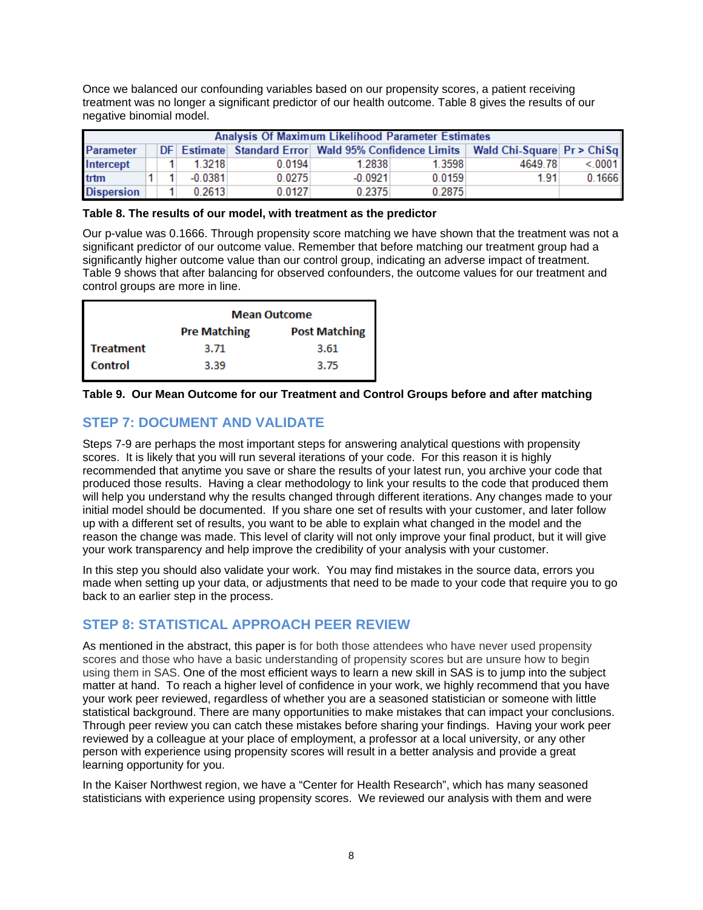Once we balanced our confounding variables based on our propensity scores, a patient receiving treatment was no longer a significant predictor of our health outcome. Table 8 gives the results of our negative binomial model.

| Analysis Of Maximum Likelihood Parameter Estimates | | | | | | | | |
|---|---|---|---|---|---|---|---|---|
| Parameter | | DF | Estimate | Standard Error | Wald 95% Confidence Limits | | Wald Chi-Square | Pr > ChiSq |
| Intercept | | 1 | 1.3218 | 0.0194 | 1.2838 | 1.3598 | 4649.78 | <.0001 |
| trtm | 1 | 1 | -0.0381 | 0.0275 | -0.0921 | 0.0159 | 1.91 | 0.1666 |
| Dispersion | | 1 | 0.2613 | 0.0127 | 0.2375 | 0.2875 | | |

**Table 8. The results of our model, with treatment as the predictor**

Our p-value was 0.1666. Through propensity score matching we have shown that the treatment was not a significant predictor of our outcome value. Remember that before matching our treatment group had a significantly higher outcome value than our control group, indicating an adverse impact of treatment. Table 9 shows that after balancing for observed confounders, the outcome values for our treatment and control groups are more in line.

| | Mean Outcome | |
|---|---|---|
| | Pre Matching | Post Matching |
| Treatment | 3.71 | 3.61 |
| Control | 3.39 | 3.75 |

**Table 9. Our Mean Outcome for our Treatment and Control Groups before and after matching**

## STEP 7: DOCUMENT AND VALIDATE

Steps 7-9 are perhaps the most important steps for answering analytical questions with propensity scores. It is likely that you will run several iterations of your code. For this reason it is highly recommended that anytime you save or share the results of your latest run, you archive your code that produced those results. Having a clear methodology to link your results to the code that produced them will help you understand why the results changed through different iterations. Any changes made to your initial model should be documented. If you share one set of results with your customer, and later follow up with a different set of results, you want to be able to explain what changed in the model and the reason the change was made. This level of clarity will not only improve your final product, but it will give your work transparency and help improve the credibility of your analysis with your customer.

In this step you should also validate your work. You may find mistakes in the source data, errors you made when setting up your data, or adjustments that need to be made to your code that require you to go back to an earlier step in the process.

## STEP 8: STATISTICAL APPROACH PEER REVIEW

As mentioned in the abstract, this paper is for both those attendees who have never used propensity scores and those who have a basic understanding of propensity scores but are unsure how to begin using them in SAS. One of the most efficient ways to learn a new skill in SAS is to jump into the subject matter at hand. To reach a higher level of confidence in your work, we highly recommend that you have your work peer reviewed, regardless of whether you are a seasoned statistician or someone with little statistical background. There are many opportunities to make mistakes that can impact your conclusions. Through peer review you can catch these mistakes before sharing your findings. Having your work peer reviewed by a colleague at your place of employment, a professor at a local university, or any other person with experience using propensity scores will result in a better analysis and provide a great learning opportunity for you.

In the Kaiser Northwest region, we have a "Center for Health Research", which has many seasoned statisticians with experience using propensity scores. We reviewed our analysis with them and were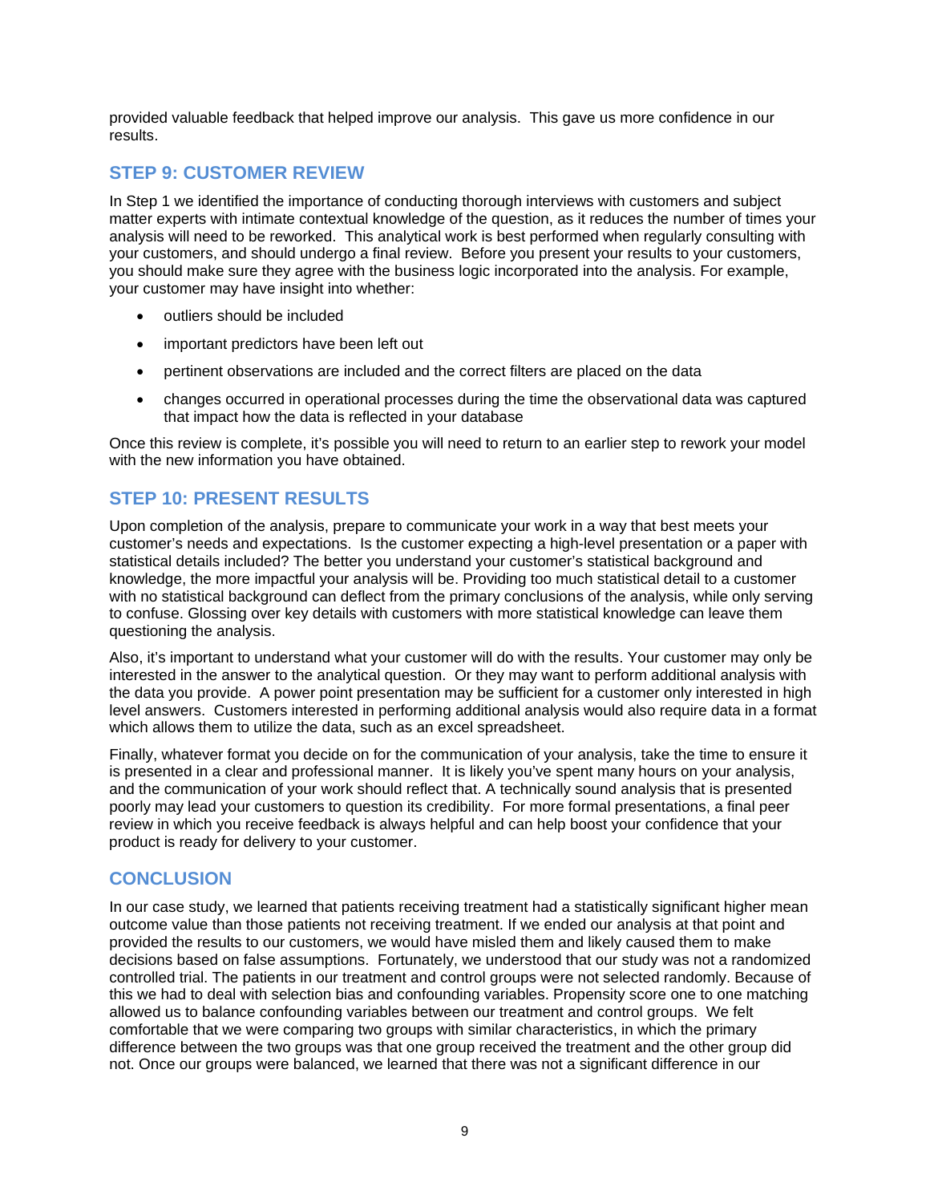provided valuable feedback that helped improve our analysis. This gave us more confidence in our results.

## STEP 9: CUSTOMER REVIEW

In Step 1 we identified the importance of conducting thorough interviews with customers and subject matter experts with intimate contextual knowledge of the question, as it reduces the number of times your analysis will need to be reworked. This analytical work is best performed when regularly consulting with your customers, and should undergo a final review. Before you present your results to your customers, you should make sure they agree with the business logic incorporated into the analysis. For example, your customer may have insight into whether:

- outliers should be included
- important predictors have been left out
- pertinent observations are included and the correct filters are placed on the data
- changes occurred in operational processes during the time the observational data was captured that impact how the data is reflected in your database

Once this review is complete, it's possible you will need to return to an earlier step to rework your model with the new information you have obtained.

## STEP 10: PRESENT RESULTS

Upon completion of the analysis, prepare to communicate your work in a way that best meets your customer's needs and expectations. Is the customer expecting a high-level presentation or a paper with statistical details included? The better you understand your customer's statistical background and knowledge, the more impactful your analysis will be. Providing too much statistical detail to a customer with no statistical background can deflect from the primary conclusions of the analysis, while only serving to confuse. Glossing over key details with customers with more statistical knowledge can leave them questioning the analysis.

Also, it's important to understand what your customer will do with the results. Your customer may only be interested in the answer to the analytical question. Or they may want to perform additional analysis with the data you provide. A power point presentation may be sufficient for a customer only interested in high level answers. Customers interested in performing additional analysis would also require data in a format which allows them to utilize the data, such as an excel spreadsheet.

Finally, whatever format you decide on for the communication of your analysis, take the time to ensure it is presented in a clear and professional manner. It is likely you've spent many hours on your analysis, and the communication of your work should reflect that. A technically sound analysis that is presented poorly may lead your customers to question its credibility. For more formal presentations, a final peer review in which you receive feedback is always helpful and can help boost your confidence that your product is ready for delivery to your customer.

## CONCLUSION

In our case study, we learned that patients receiving treatment had a statistically significant higher mean outcome value than those patients not receiving treatment. If we ended our analysis at that point and provided the results to our customers, we would have misled them and likely caused them to make decisions based on false assumptions. Fortunately, we understood that our study was not a randomized controlled trial. The patients in our treatment and control groups were not selected randomly. Because of this we had to deal with selection bias and confounding variables. Propensity score one to one matching allowed us to balance confounding variables between our treatment and control groups. We felt comfortable that we were comparing two groups with similar characteristics, in which the primary difference between the two groups was that one group received the treatment and the other group did not. Once our groups were balanced, we learned that there was not a significant difference in our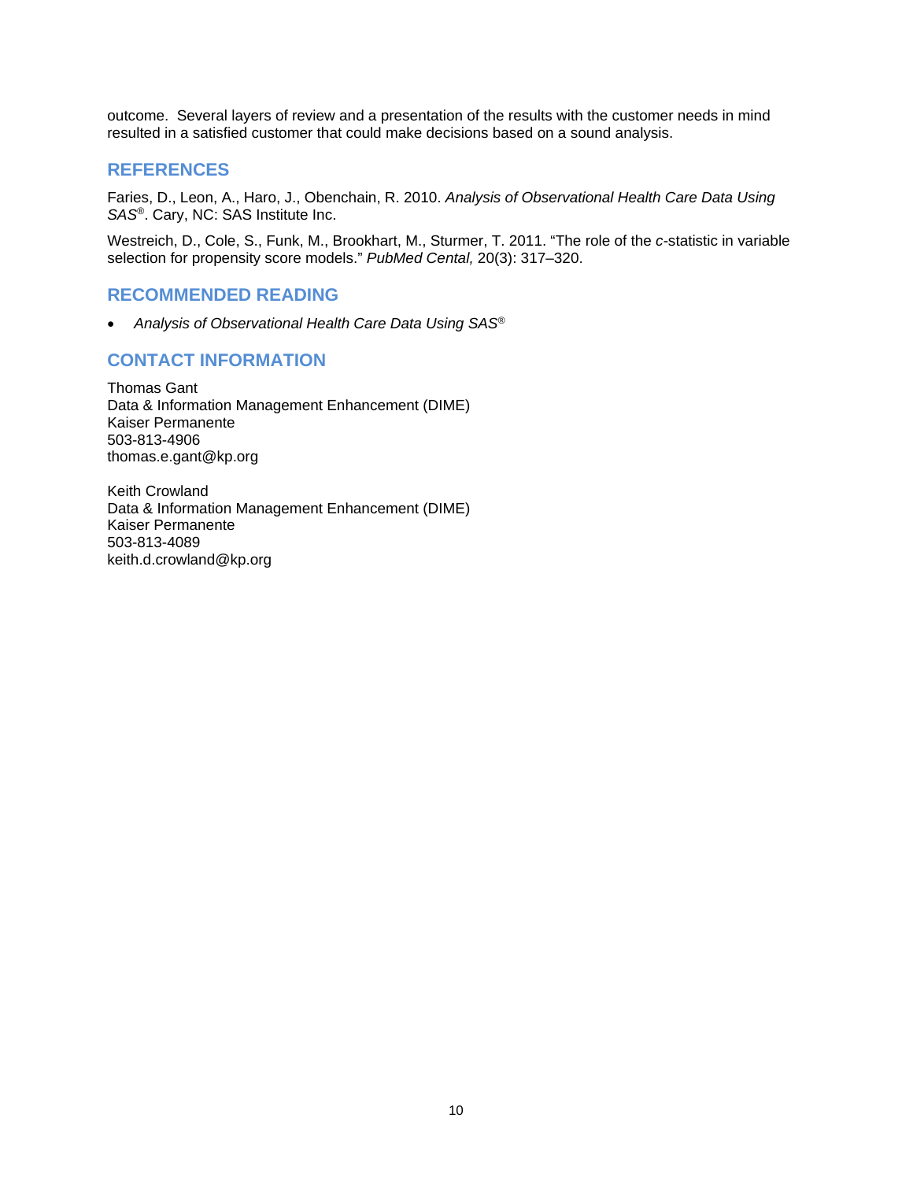outcome. Several layers of review and a presentation of the results with the customer needs in mind resulted in a satisfied customer that could make decisions based on a sound analysis.

## REFERENCES

Faries, D., Leon, A., Haro, J., Obenchain, R. 2010. *Analysis of Observational Health Care Data Using SAS®*. Cary, NC: SAS Institute Inc.

Westreich, D., Cole, S., Funk, M., Brookhart, M., Sturmer, T. 2011. "The role of the *c*-statistic in variable selection for propensity score models." *PubMed Cental,* 20(3): 317–320.

## RECOMMENDED READING

- *Analysis of Observational Health Care Data Using SAS®*

## CONTACT INFORMATION

Thomas Gant
Data & Information Management Enhancement (DIME)
Kaiser Permanente
503-813-4906
thomas.e.gant@kp.org

Keith Crowland
Data & Information Management Enhancement (DIME)
Kaiser Permanente
503-813-4089
keith.d.crowland@kp.org